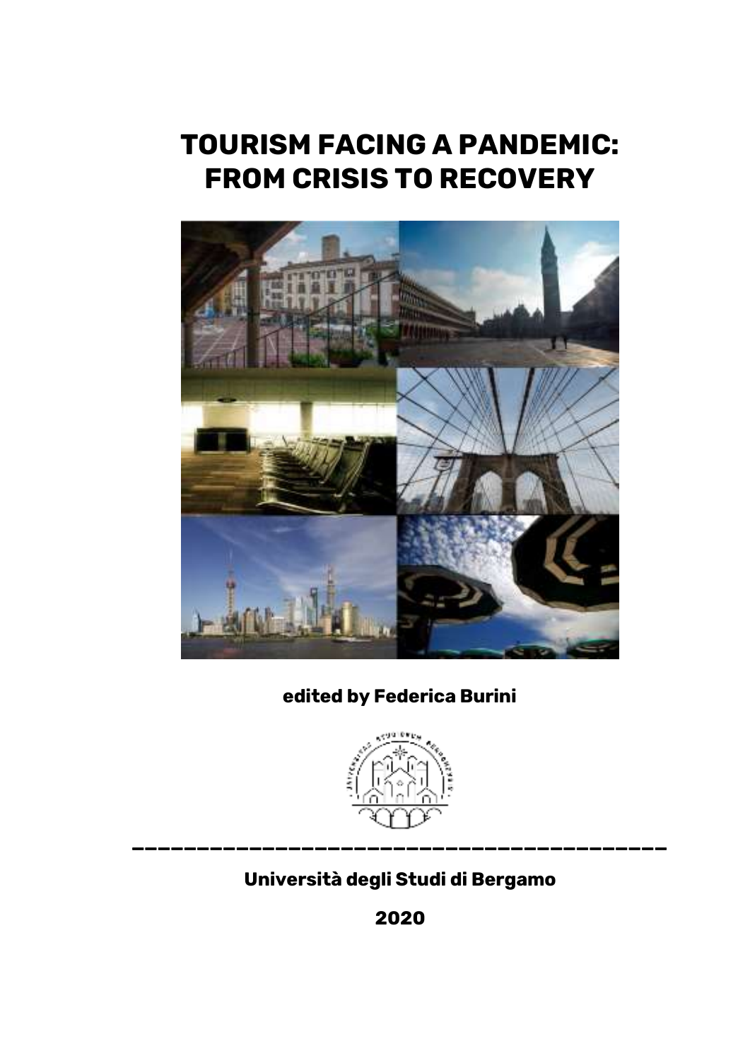# TOURISM FACING A PANDEMIC: FROM CRISIS TO RECOVERY

**edited by Federica Burini**

---

**Università degli Studi di Bergamo**

**2020**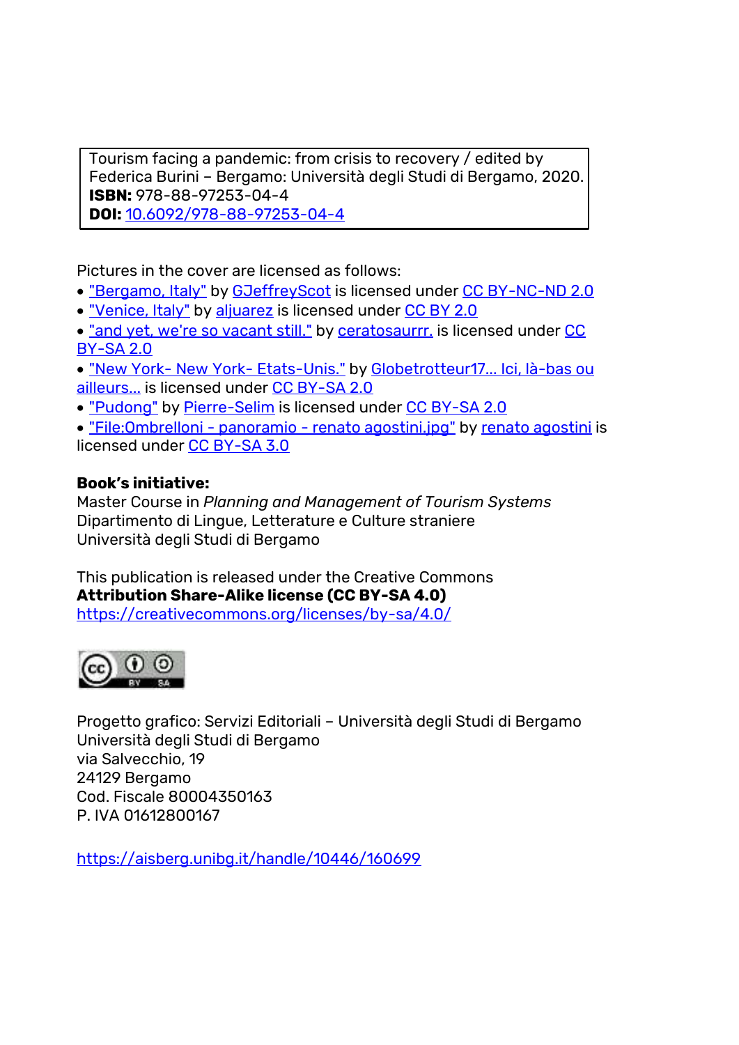Tourism facing a pandemic: from crisis to recovery / edited by Federica Burini – Bergamo: Università degli Studi di Bergamo, 2020.
**ISBN:** 978-88-97253-04-4
**DOI:** 10.6092/978-88-97253-04-4

Pictures in the cover are licensed as follows:

- "Bergamo, Italy" by GJeffreyScot is licensed under CC BY-NC-ND 2.0
- "Venice, Italy" by aljuarez is licensed under CC BY 2.0
- "and yet, we're so vacant still." by ceratosaurrr. is licensed under CC BY-SA 2.0
- "New York- New York- Etats-Unis." by Globetrotteur17... Ici, là-bas ou ailleurs... is licensed under CC BY-SA 2.0
- "Pudong" by Pierre-Selim is licensed under CC BY-SA 2.0
- "File:Ombrelloni - panoramio - renato agostini.jpg" by renato agostini is licensed under CC BY-SA 3.0

**Book's initiative:**
Master Course in *Planning and Management of Tourism Systems*
Dipartimento di Lingue, Letterature e Culture straniere
Università degli Studi di Bergamo

This publication is released under the Creative Commons
**Attribution Share-Alike license (CC BY-SA 4.0)**
https://creativecommons.org/licenses/by-sa/4.0/

Progetto grafico: Servizi Editoriali – Università degli Studi di Bergamo
Università degli Studi di Bergamo
via Salvecchio, 19
24129 Bergamo
Cod. Fiscale 80004350163
P. IVA 01612800167

https://aisberg.unibg.it/handle/10446/160699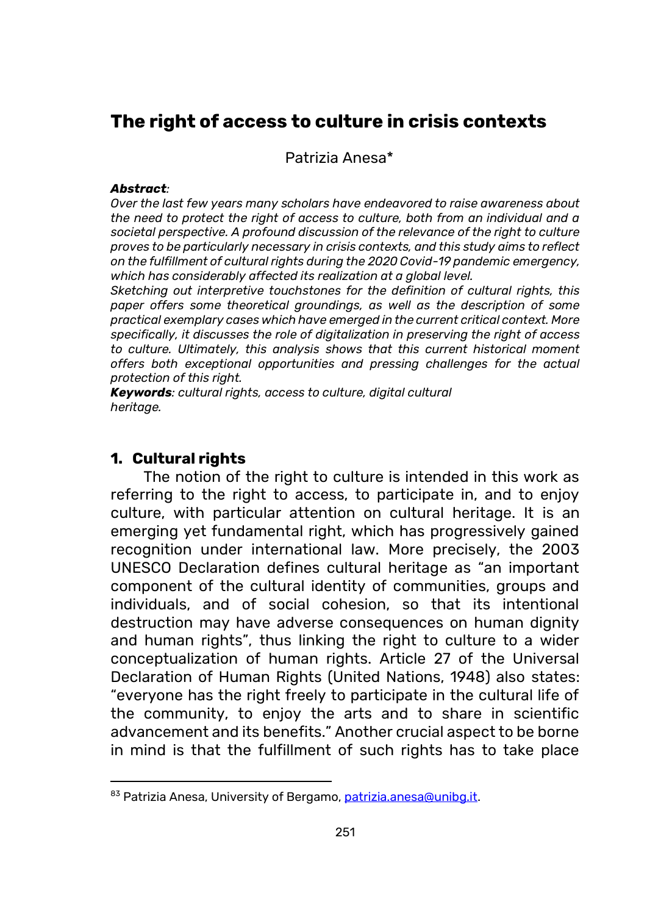# The right of access to culture in crisis contexts

Patrizia Anesa*

***Abstract**:*
*Over the last few years many scholars have endeavored to raise awareness about the need to protect the right of access to culture, both from an individual and a societal perspective. A profound discussion of the relevance of the right to culture proves to be particularly necessary in crisis contexts, and this study aims to reflect on the fulfillment of cultural rights during the 2020 Covid-19 pandemic emergency, which has considerably affected its realization at a global level.*
*Sketching out interpretive touchstones for the definition of cultural rights, this paper offers some theoretical groundings, as well as the description of some practical exemplary cases which have emerged in the current critical context. More specifically, it discusses the role of digitalization in preserving the right of access to culture. Ultimately, this analysis shows that this current historical moment offers both exceptional opportunities and pressing challenges for the actual protection of this right.*
***Keywords**: cultural rights, access to culture, digital cultural heritage.*

## 1. Cultural rights

The notion of the right to culture is intended in this work as referring to the right to access, to participate in, and to enjoy culture, with particular attention on cultural heritage. It is an emerging yet fundamental right, which has progressively gained recognition under international law. More precisely, the 2003 UNESCO Declaration defines cultural heritage as "an important component of the cultural identity of communities, groups and individuals, and of social cohesion, so that its intentional destruction may have adverse consequences on human dignity and human rights", thus linking the right to culture to a wider conceptualization of human rights. Article 27 of the Universal Declaration of Human Rights (United Nations, 1948) also states: "everyone has the right freely to participate in the cultural life of the community, to enjoy the arts and to share in scientific advancement and its benefits." Another crucial aspect to be borne in mind is that the fulfillment of such rights has to take place

---

[83] Patrizia Anesa, University of Bergamo, patrizia.anesa@unibg.it.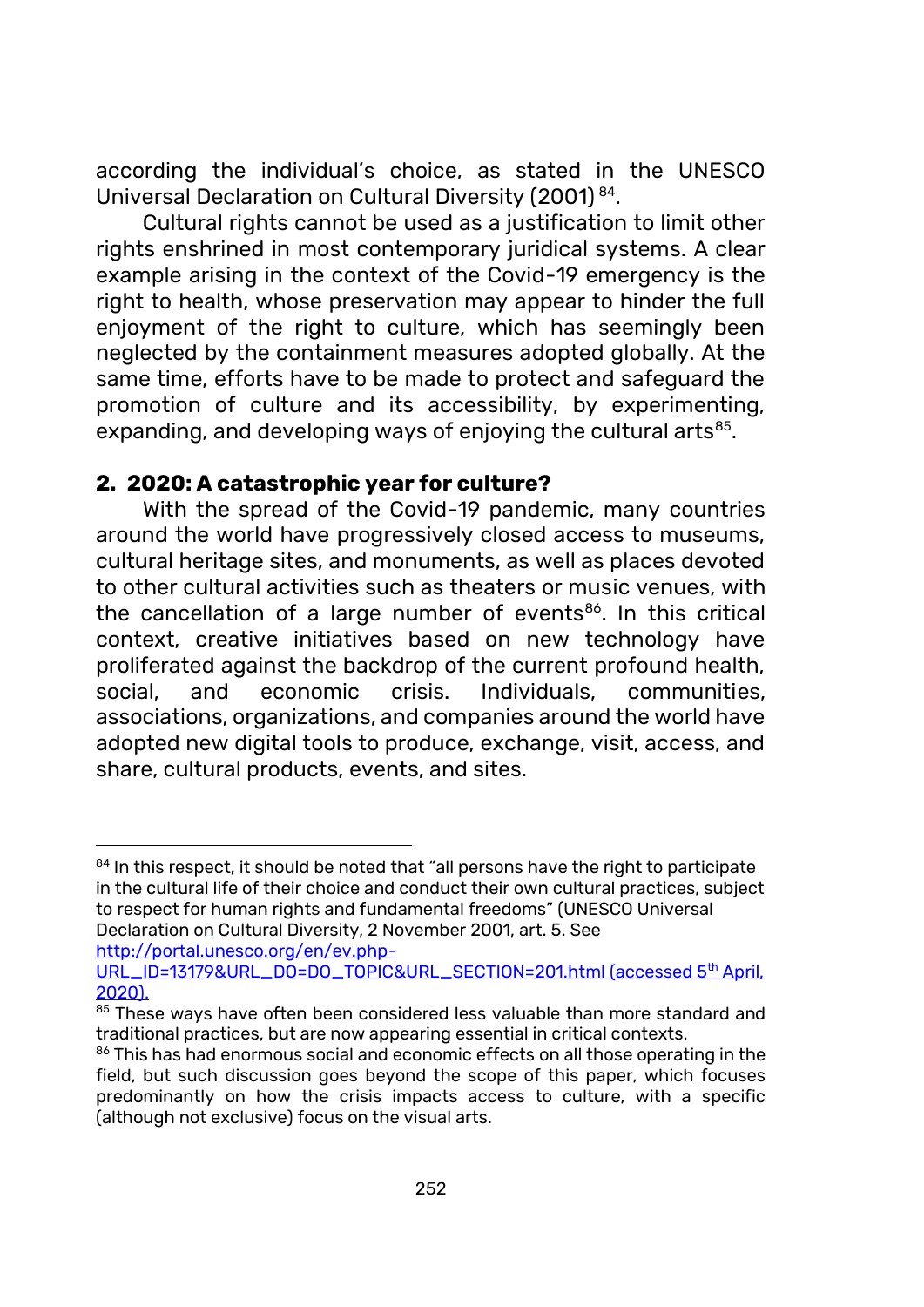according the individual's choice, as stated in the UNESCO Universal Declaration on Cultural Diversity (2001) [84].

Cultural rights cannot be used as a justification to limit other rights enshrined in most contemporary juridical systems. A clear example arising in the context of the Covid-19 emergency is the right to health, whose preservation may appear to hinder the full enjoyment of the right to culture, which has seemingly been neglected by the containment measures adopted globally. At the same time, efforts have to be made to protect and safeguard the promotion of culture and its accessibility, by experimenting, expanding, and developing ways of enjoying the cultural arts[85].

## 2. 2020: A catastrophic year for culture?

With the spread of the Covid-19 pandemic, many countries around the world have progressively closed access to museums, cultural heritage sites, and monuments, as well as places devoted to other cultural activities such as theaters or music venues, with the cancellation of a large number of events[86]. In this critical context, creative initiatives based on new technology have proliferated against the backdrop of the current profound health, social, and economic crisis. Individuals, communities, associations, organizations, and companies around the world have adopted new digital tools to produce, exchange, visit, access, and share, cultural products, events, and sites.

---

[84] In this respect, it should be noted that "all persons have the right to participate in the cultural life of their choice and conduct their own cultural practices, subject to respect for human rights and fundamental freedoms" (UNESCO Universal Declaration on Cultural Diversity, 2 November 2001, art. 5. See http://portal.unesco.org/en/ev.php-URL_ID=13179&URL_DO=DO_TOPIC&URL_SECTION=201.html (accessed 5th April, 2020).

[85] These ways have often been considered less valuable than more standard and traditional practices, but are now appearing essential in critical contexts.

[86] This has had enormous social and economic effects on all those operating in the field, but such discussion goes beyond the scope of this paper, which focuses predominantly on how the crisis impacts access to culture, with a specific (although not exclusive) focus on the visual arts.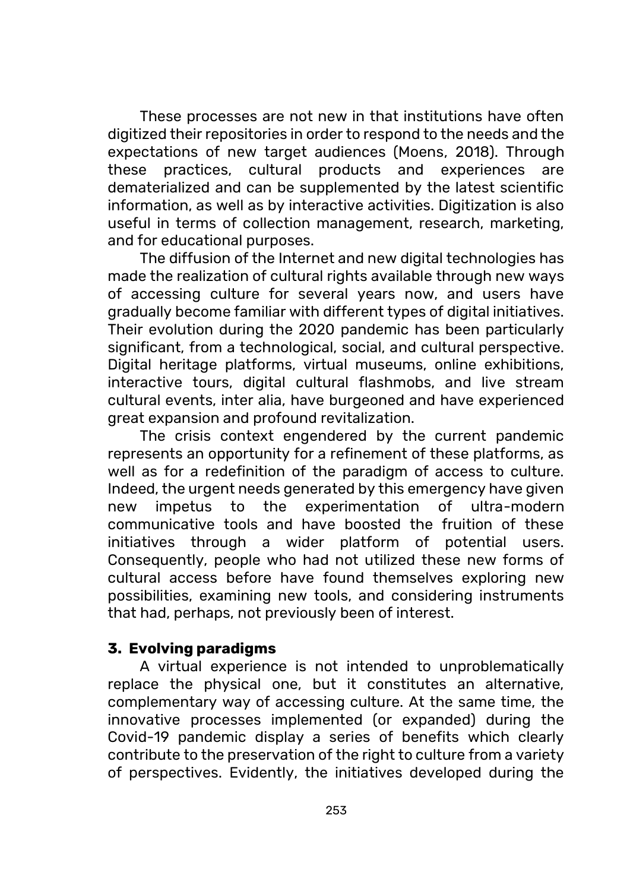These processes are not new in that institutions have often digitized their repositories in order to respond to the needs and the expectations of new target audiences (Moens, 2018). Through these practices, cultural products and experiences are dematerialized and can be supplemented by the latest scientific information, as well as by interactive activities. Digitization is also useful in terms of collection management, research, marketing, and for educational purposes.

The diffusion of the Internet and new digital technologies has made the realization of cultural rights available through new ways of accessing culture for several years now, and users have gradually become familiar with different types of digital initiatives. Their evolution during the 2020 pandemic has been particularly significant, from a technological, social, and cultural perspective. Digital heritage platforms, virtual museums, online exhibitions, interactive tours, digital cultural flashmobs, and live stream cultural events, inter alia, have burgeoned and have experienced great expansion and profound revitalization.

The crisis context engendered by the current pandemic represents an opportunity for a refinement of these platforms, as well as for a redefinition of the paradigm of access to culture. Indeed, the urgent needs generated by this emergency have given new impetus to the experimentation of ultra-modern communicative tools and have boosted the fruition of these initiatives through a wider platform of potential users. Consequently, people who had not utilized these new forms of cultural access before have found themselves exploring new possibilities, examining new tools, and considering instruments that had, perhaps, not previously been of interest.

## 3. Evolving paradigms

A virtual experience is not intended to unproblematically replace the physical one, but it constitutes an alternative, complementary way of accessing culture. At the same time, the innovative processes implemented (or expanded) during the Covid-19 pandemic display a series of benefits which clearly contribute to the preservation of the right to culture from a variety of perspectives. Evidently, the initiatives developed during the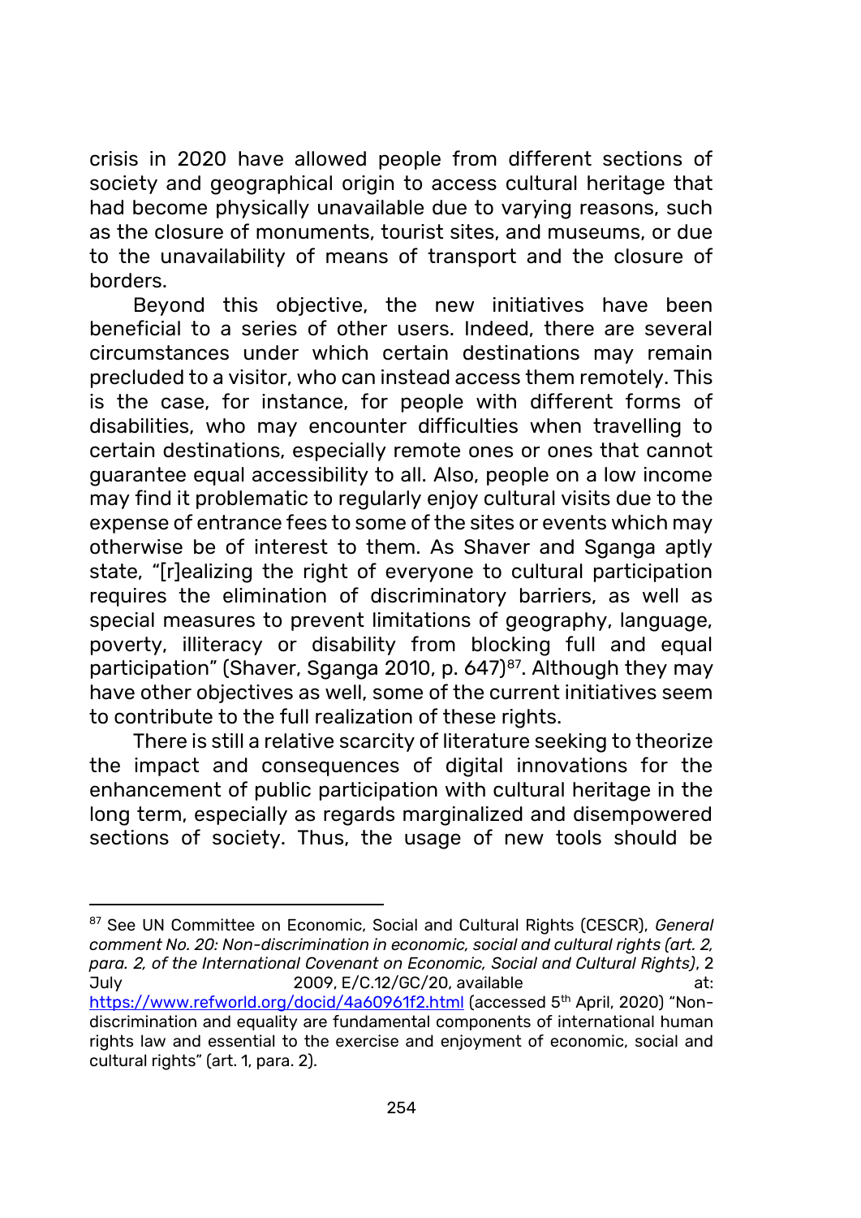crisis in 2020 have allowed people from different sections of society and geographical origin to access cultural heritage that had become physically unavailable due to varying reasons, such as the closure of monuments, tourist sites, and museums, or due to the unavailability of means of transport and the closure of borders.

Beyond this objective, the new initiatives have been beneficial to a series of other users. Indeed, there are several circumstances under which certain destinations may remain precluded to a visitor, who can instead access them remotely. This is the case, for instance, for people with different forms of disabilities, who may encounter difficulties when travelling to certain destinations, especially remote ones or ones that cannot guarantee equal accessibility to all. Also, people on a low income may find it problematic to regularly enjoy cultural visits due to the expense of entrance fees to some of the sites or events which may otherwise be of interest to them. As Shaver and Sganga aptly state, "[r]ealizing the right of everyone to cultural participation requires the elimination of discriminatory barriers, as well as special measures to prevent limitations of geography, language, poverty, illiteracy or disability from blocking full and equal participation" (Shaver, Sganga 2010, p. 647)[87]. Although they may have other objectives as well, some of the current initiatives seem to contribute to the full realization of these rights.

There is still a relative scarcity of literature seeking to theorize the impact and consequences of digital innovations for the enhancement of public participation with cultural heritage in the long term, especially as regards marginalized and disempowered sections of society. Thus, the usage of new tools should be

---

[87] See UN Committee on Economic, Social and Cultural Rights (CESCR), *General comment No. 20: Non-discrimination in economic, social and cultural rights (art. 2, para. 2, of the International Covenant on Economic, Social and Cultural Rights)*, 2 July 2009, E/C.12/GC/20, available at: https://www.refworld.org/docid/4a60961f2.html (accessed 5th April, 2020) "Non-discrimination and equality are fundamental components of international human rights law and essential to the exercise and enjoyment of economic, social and cultural rights" (art. 1, para. 2).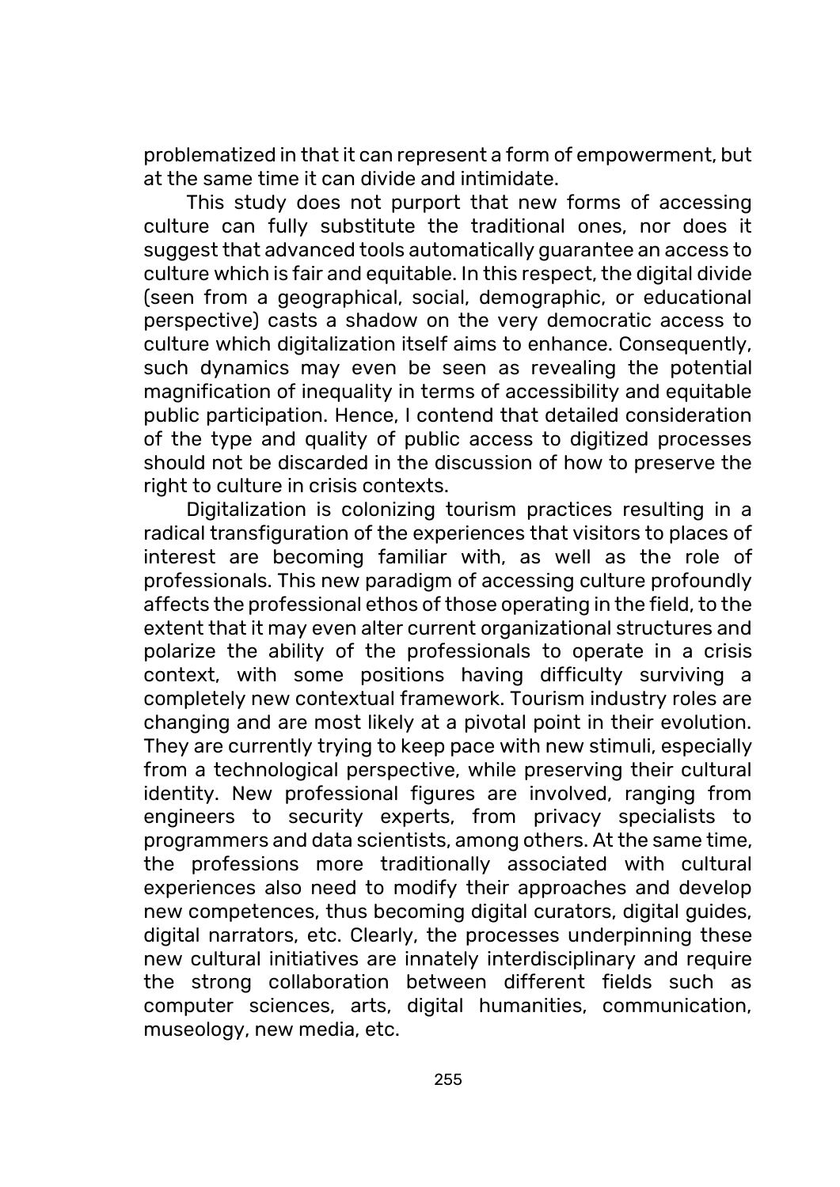problematized in that it can represent a form of empowerment, but at the same time it can divide and intimidate.

This study does not purport that new forms of accessing culture can fully substitute the traditional ones, nor does it suggest that advanced tools automatically guarantee an access to culture which is fair and equitable. In this respect, the digital divide (seen from a geographical, social, demographic, or educational perspective) casts a shadow on the very democratic access to culture which digitalization itself aims to enhance. Consequently, such dynamics may even be seen as revealing the potential magnification of inequality in terms of accessibility and equitable public participation. Hence, I contend that detailed consideration of the type and quality of public access to digitized processes should not be discarded in the discussion of how to preserve the right to culture in crisis contexts.

Digitalization is colonizing tourism practices resulting in a radical transfiguration of the experiences that visitors to places of interest are becoming familiar with, as well as the role of professionals. This new paradigm of accessing culture profoundly affects the professional ethos of those operating in the field, to the extent that it may even alter current organizational structures and polarize the ability of the professionals to operate in a crisis context, with some positions having difficulty surviving a completely new contextual framework. Tourism industry roles are changing and are most likely at a pivotal point in their evolution. They are currently trying to keep pace with new stimuli, especially from a technological perspective, while preserving their cultural identity. New professional figures are involved, ranging from engineers to security experts, from privacy specialists to programmers and data scientists, among others. At the same time, the professions more traditionally associated with cultural experiences also need to modify their approaches and develop new competences, thus becoming digital curators, digital guides, digital narrators, etc. Clearly, the processes underpinning these new cultural initiatives are innately interdisciplinary and require the strong collaboration between different fields such as computer sciences, arts, digital humanities, communication, museology, new media, etc.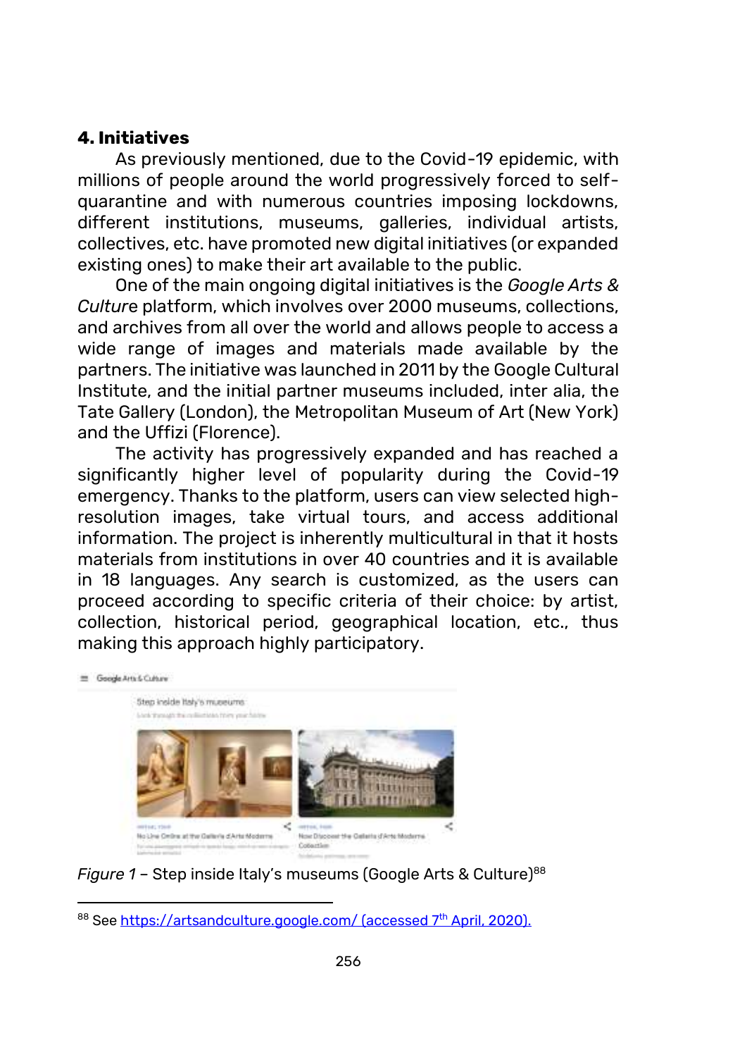## 4. Initiatives

As previously mentioned, due to the Covid-19 epidemic, with millions of people around the world progressively forced to self-quarantine and with numerous countries imposing lockdowns, different institutions, museums, galleries, individual artists, collectives, etc. have promoted new digital initiatives (or expanded existing ones) to make their art available to the public.

One of the main ongoing digital initiatives is the *Google Arts & Culture* platform, which involves over 2000 museums, collections, and archives from all over the world and allows people to access a wide range of images and materials made available by the partners. The initiative was launched in 2011 by the Google Cultural Institute, and the initial partner museums included, inter alia, the Tate Gallery (London), the Metropolitan Museum of Art (New York) and the Uffizi (Florence).

The activity has progressively expanded and has reached a significantly higher level of popularity during the Covid-19 emergency. Thanks to the platform, users can view selected high-resolution images, take virtual tours, and access additional information. The project is inherently multicultural in that it hosts materials from institutions in over 40 countries and it is available in 18 languages. Any search is customized, as the users can proceed according to specific criteria of their choice: by artist, collection, historical period, geographical location, etc., thus making this approach highly participatory.

*Figure 1* – Step inside Italy's museums (Google Arts & Culture)[88]

[88] See https://artsandculture.google.com/ (accessed 7th April, 2020).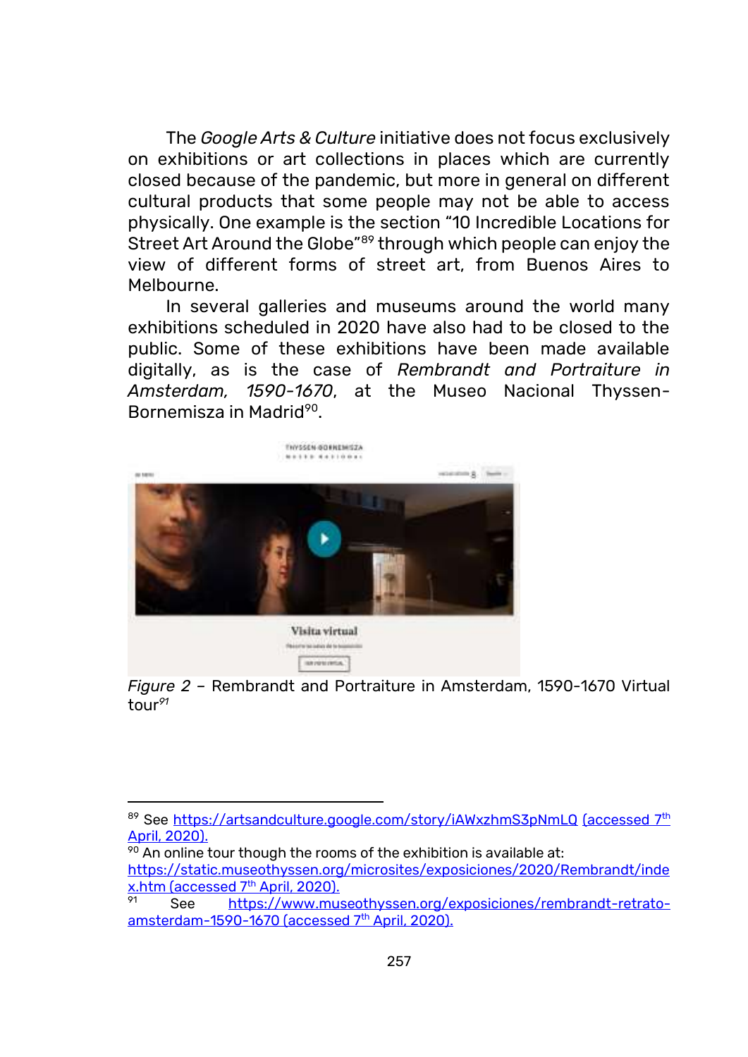The *Google Arts & Culture* initiative does not focus exclusively on exhibitions or art collections in places which are currently closed because of the pandemic, but more in general on different cultural products that some people may not be able to access physically. One example is the section "10 Incredible Locations for Street Art Around the Globe"[89] through which people can enjoy the view of different forms of street art, from Buenos Aires to Melbourne.

In several galleries and museums around the world many exhibitions scheduled in 2020 have also had to be closed to the public. Some of these exhibitions have been made available digitally, as is the case of *Rembrandt and Portraiture in Amsterdam, 1590-1670*, at the Museo Nacional Thyssen-Bornemisza in Madrid[90].

*Figure 2* – Rembrandt and Portraiture in Amsterdam, 1590-1670 Virtual tour[91]

---

[89] See https://artsandculture.google.com/story/iAWxzhmS3pNmLQ (accessed 7th April, 2020).

[90] An online tour though the rooms of the exhibition is available at: https://static.museothyssen.org/microsites/exposiciones/2020/Rembrandt/index.htm (accessed 7th April, 2020).

[91] See https://www.museothyssen.org/exposiciones/rembrandt-retrato-amsterdam-1590-1670 (accessed 7th April, 2020).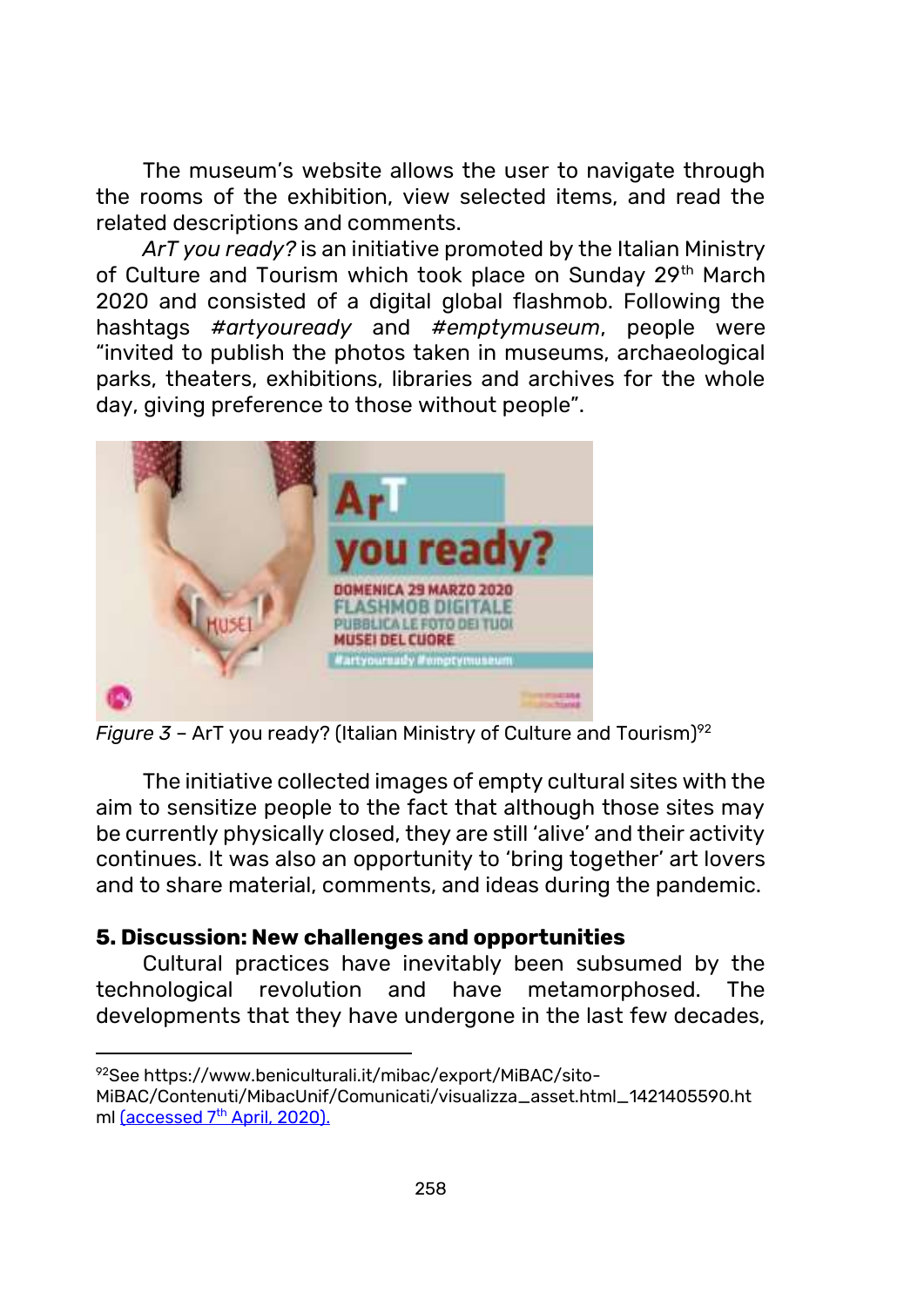The museum's website allows the user to navigate through the rooms of the exhibition, view selected items, and read the related descriptions and comments.

*ArT you ready?* is an initiative promoted by the Italian Ministry of Culture and Tourism which took place on Sunday 29th March 2020 and consisted of a digital global flashmob. Following the hashtags *#artyouready* and *#emptymuseum*, people were "invited to publish the photos taken in museums, archaeological parks, theaters, exhibitions, libraries and archives for the whole day, giving preference to those without people".

*Figure 3* – ArT you ready? (Italian Ministry of Culture and Tourism)[92]

The initiative collected images of empty cultural sites with the aim to sensitize people to the fact that although those sites may be currently physically closed, they are still 'alive' and their activity continues. It was also an opportunity to 'bring together' art lovers and to share material, comments, and ideas during the pandemic.

## 5. Discussion: New challenges and opportunities

Cultural practices have inevitably been subsumed by the technological revolution and have metamorphosed. The developments that they have undergone in the last few decades,

---

[92]See https://www.beniculturali.it/mibac/export/MiBAC/sito-MiBAC/Contenuti/MibacUnif/Comunicati/visualizza_asset.html_1421405590.html (accessed 7th April, 2020).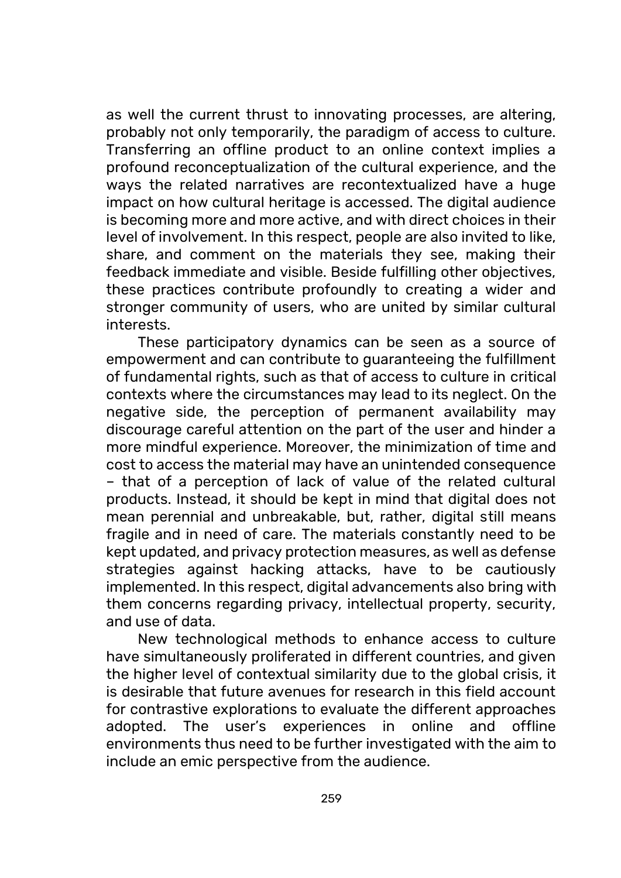as well the current thrust to innovating processes, are altering, probably not only temporarily, the paradigm of access to culture. Transferring an offline product to an online context implies a profound reconceptualization of the cultural experience, and the ways the related narratives are recontextualized have a huge impact on how cultural heritage is accessed. The digital audience is becoming more and more active, and with direct choices in their level of involvement. In this respect, people are also invited to like, share, and comment on the materials they see, making their feedback immediate and visible. Beside fulfilling other objectives, these practices contribute profoundly to creating a wider and stronger community of users, who are united by similar cultural interests.

These participatory dynamics can be seen as a source of empowerment and can contribute to guaranteeing the fulfillment of fundamental rights, such as that of access to culture in critical contexts where the circumstances may lead to its neglect. On the negative side, the perception of permanent availability may discourage careful attention on the part of the user and hinder a more mindful experience. Moreover, the minimization of time and cost to access the material may have an unintended consequence – that of a perception of lack of value of the related cultural products. Instead, it should be kept in mind that digital does not mean perennial and unbreakable, but, rather, digital still means fragile and in need of care. The materials constantly need to be kept updated, and privacy protection measures, as well as defense strategies against hacking attacks, have to be cautiously implemented. In this respect, digital advancements also bring with them concerns regarding privacy, intellectual property, security, and use of data.

New technological methods to enhance access to culture have simultaneously proliferated in different countries, and given the higher level of contextual similarity due to the global crisis, it is desirable that future avenues for research in this field account for contrastive explorations to evaluate the different approaches adopted. The user's experiences in online and offline environments thus need to be further investigated with the aim to include an emic perspective from the audience.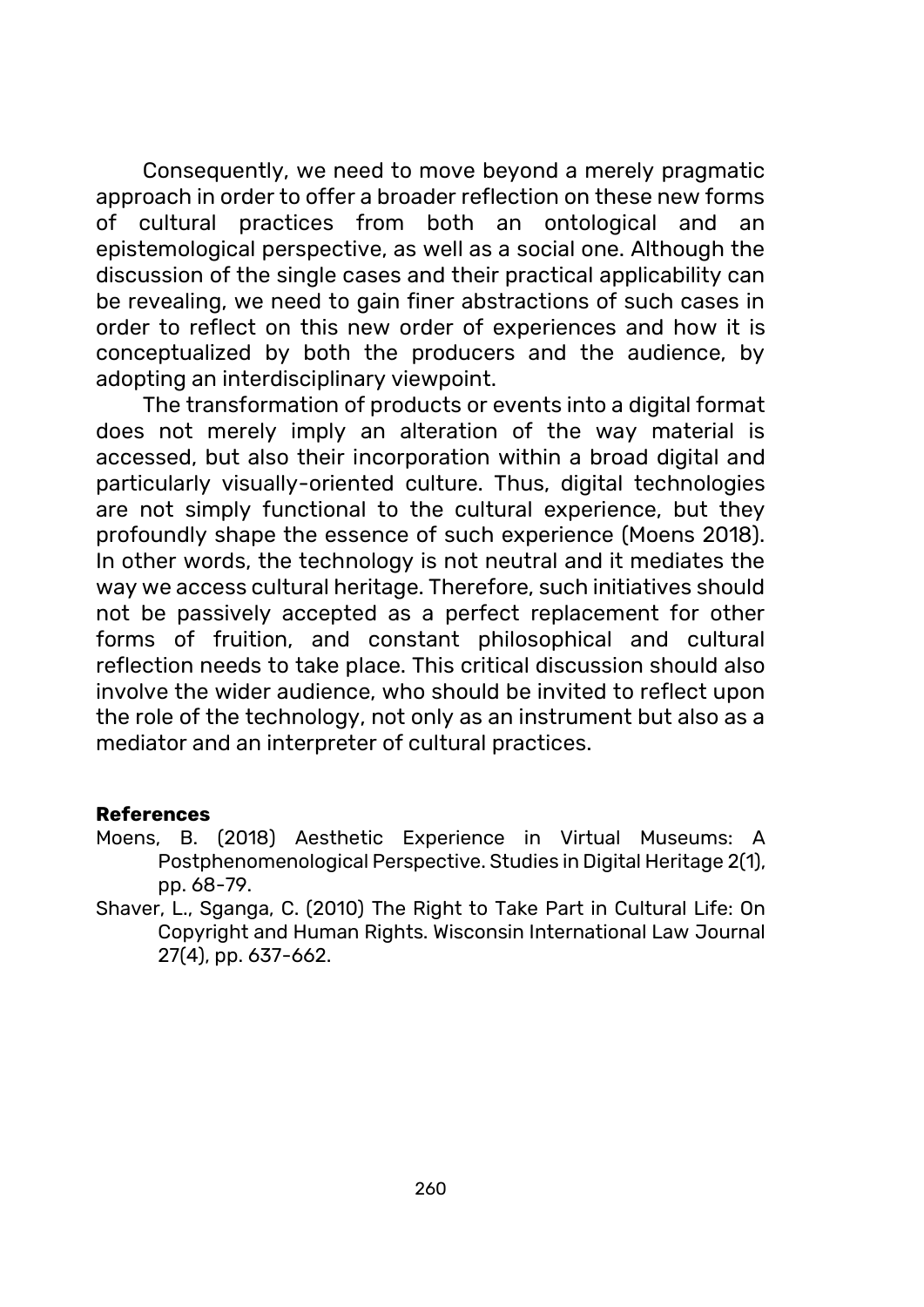Consequently, we need to move beyond a merely pragmatic approach in order to offer a broader reflection on these new forms of cultural practices from both an ontological and an epistemological perspective, as well as a social one. Although the discussion of the single cases and their practical applicability can be revealing, we need to gain finer abstractions of such cases in order to reflect on this new order of experiences and how it is conceptualized by both the producers and the audience, by adopting an interdisciplinary viewpoint.

The transformation of products or events into a digital format does not merely imply an alteration of the way material is accessed, but also their incorporation within a broad digital and particularly visually-oriented culture. Thus, digital technologies are not simply functional to the cultural experience, but they profoundly shape the essence of such experience (Moens 2018). In other words, the technology is not neutral and it mediates the way we access cultural heritage. Therefore, such initiatives should not be passively accepted as a perfect replacement for other forms of fruition, and constant philosophical and cultural reflection needs to take place. This critical discussion should also involve the wider audience, who should be invited to reflect upon the role of the technology, not only as an instrument but also as a mediator and an interpreter of cultural practices.

**References**

Moens, B. (2018) Aesthetic Experience in Virtual Museums: A Postphenomenological Perspective. Studies in Digital Heritage 2(1), pp. 68-79.

Shaver, L., Sganga, C. (2010) The Right to Take Part in Cultural Life: On Copyright and Human Rights. Wisconsin International Law Journal 27(4), pp. 637-662.